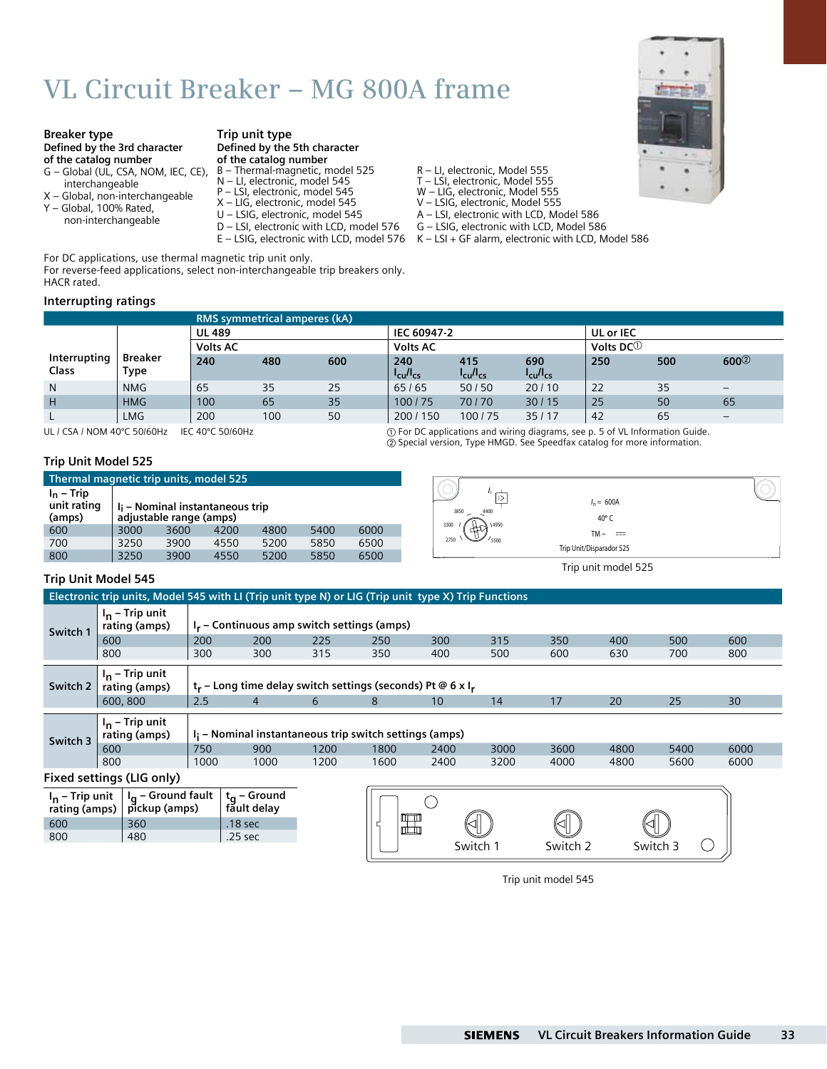# VL Circuit Breaker – MG 800A frame

**Breaker type**
**Defined by the 3rd character of the catalog number**
- G – Global (UL, CSA, NOM, IEC, CE), interchangeable
- X – Global, non-interchangeable
- Y – Global, 100% Rated, non-interchangeable

**Trip unit type**
**Defined by the 5th character of the catalog number**
- B – Thermal-magnetic, model 525
- N – LI, electronic, model 545
- P – LSI, electronic, model 545
- X – LIG, electronic, model 545
- U – LSIG, electronic, model 545
- D – LSI, electronic with LCD, model 576
- E – LSIG, electronic with LCD, model 576
- R – LI, electronic, Model 555
- T – LSI, electronic, Model 555
- W – LIG, electronic, Model 555
- V – LSIG, electronic, Model 555
- A – LSI, electronic with LCD, Model 586
- G – LSIG, electronic with LCD, Model 586
- K – LSI + GF alarm, electronic with LCD, Model 586

For DC applications, use thermal magnetic trip unit only.
For reverse-feed applications, select non-interchangeable trip breakers only.
HACR rated.

### Interrupting ratings

| Interrupting Class | Breaker Type | RMS symmetrical amperes (kA) | | | | | | | | |
|---|---|---|---|---|---|---|---|---|---|---|
| | | UL 489 | | | IEC 60947-2 | | | UL or IEC | | |
| | | Volts AC | | | Volts AC | | | Volts DC① | | |
| | | 240 | 480 | 600 | 240 $I_{cu}/I_{cs}$ | 415 $I_{cu}/I_{cs}$ | 690 $I_{cu}/I_{cs}$ | 250 | 500 | 600② |
| N | NMG | 65 | 35 | 25 | 65 / 65 | 50 / 50 | 20 / 10 | 22 | 35 | – |
| H | HMG | 100 | 65 | 35 | 100 / 75 | 70 / 70 | 30 / 15 | 25 | 50 | 65 |
| L | LMG | 200 | 100 | 50 | 200 / 150 | 100 / 75 | 35 / 17 | 42 | 65 | – |

UL / CSA / NOM 40°C 50/60Hz IEC 40°C 50/60Hz

① For DC applications and wiring diagrams, see p. 5 of VL Information Guide.
② Special version, Type HMGD. See Speedfax catalog for more information.

### Trip Unit Model 525

| Thermal magnetic trip units, model 525 | | | | | | |
|---|---|---|---|---|---|---|
| $I_n$ – Trip unit rating (amps) | $I_i$ – Nominal instantaneous trip adjustable range (amps) | | | | | |
| 600 | 3000 | 3600 | 4200 | 4800 | 5400 | 6000 |
| 700 | 3250 | 3900 | 4550 | 5200 | 5850 | 6500 |
| 800 | 3250 | 3900 | 4550 | 5200 | 5850 | 6500 |

$I_i$ 3850 4400 3300 4950 2750 5500 $I_n$ = 600A 40° C TM ~ ═ Trip Unit/Disparador 525

Trip unit model 525

### Trip Unit Model 545

| Electronic trip units, Model 545 with LI (Trip unit type N) or LIG (Trip unit type X) Trip Functions | | | | | | | | | | | |
|---|---|---|---|---|---|---|---|---|---|---|---|
| Switch 1 | $I_n$ – Trip unit rating (amps) | $I_r$ – Continuous amp switch settings (amps) | | | | | | | | | |
| | 600 | 200 | 200 | 225 | 250 | 300 | 315 | 350 | 400 | 500 | 600 |
| | 800 | 300 | 300 | 315 | 350 | 400 | 500 | 600 | 630 | 700 | 800 |
| Switch 2 | $I_n$ – Trip unit rating (amps) | $t_r$ – Long time delay switch settings (seconds) Pt @ 6 x $I_r$ | | | | | | | | | |
| | 600, 800 | 2.5 | 4 | 6 | 8 | 10 | 14 | 17 | 20 | 25 | 30 |
| Switch 3 | $I_n$ – Trip unit rating (amps) | $I_i$ – Nominal instantaneous trip switch settings (amps) | | | | | | | | | |
| | 600 | 750 | 900 | 1200 | 1800 | 2400 | 3000 | 3600 | 4800 | 5400 | 6000 |
| | 800 | 1000 | 1000 | 1200 | 1600 | 2400 | 3200 | 4000 | 4800 | 5600 | 6000 |

### Fixed settings (LIG only)

| $I_n$ – Trip unit rating (amps) | $I_g$ – Ground fault pickup (amps) | $t_g$ – Ground fault delay |
|---|---|---|
| 600 | 360 | .18 sec |
| 800 | 480 | .25 sec |

Switch 1 Switch 2 Switch 3

Trip unit model 545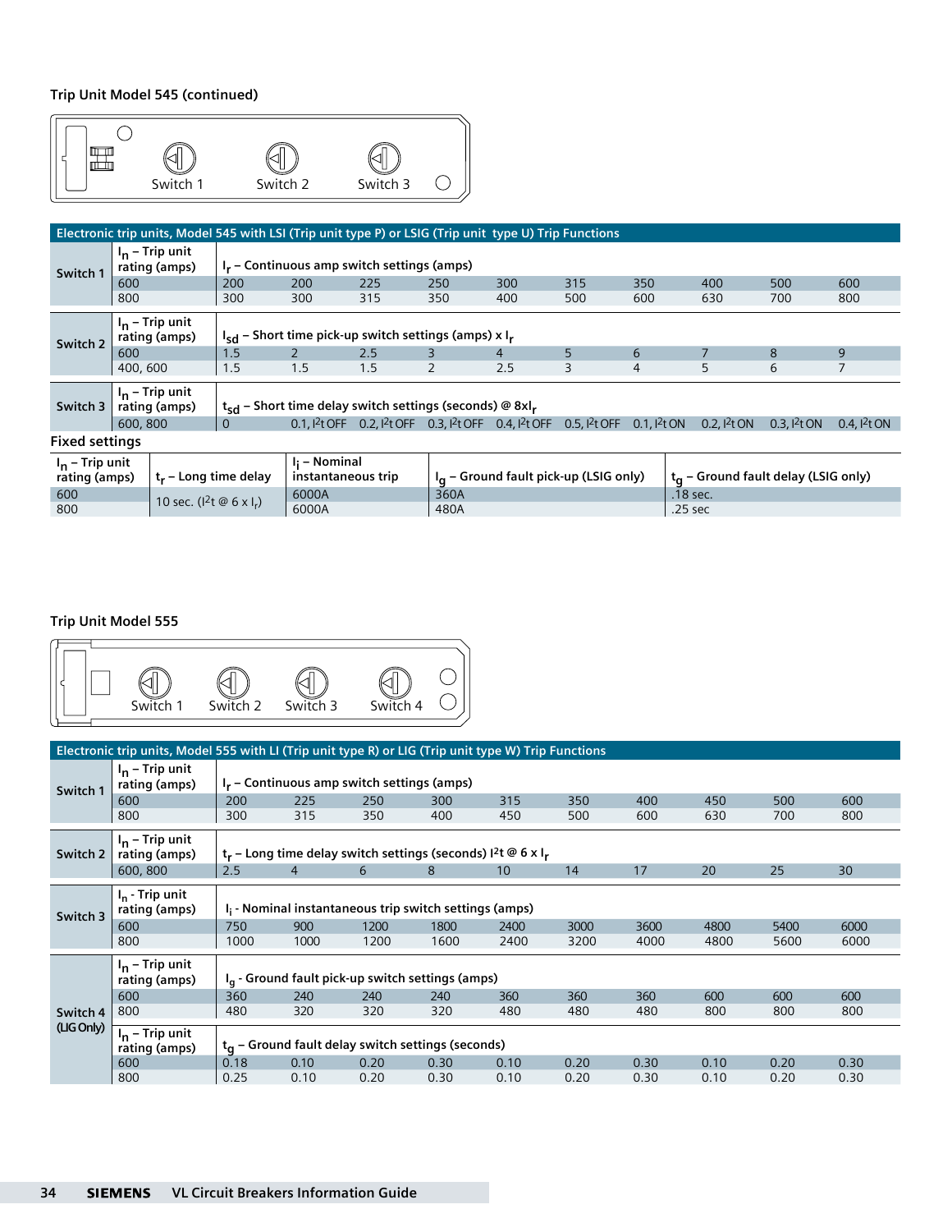### Trip Unit Model 545 (continued)

Switch 1 Switch 2 Switch 3

| Electronic trip units, Model 545 with LSI (Trip unit type P) or LSIG (Trip unit type U) Trip Functions | | | | | | | | | | | |
|---|---|---|---|---|---|---|---|---|---|---|---|
| Switch 1 | $I_n$ – Trip unit rating (amps) | $I_r$ – Continuous amp switch settings (amps) | | | | | | | | | |
| | 600 | 200 | 200 | 225 | 250 | 300 | 315 | 350 | 400 | 500 | 600 |
| | 800 | 300 | 300 | 315 | 350 | 400 | 500 | 600 | 630 | 700 | 800 |
| Switch 2 | $I_n$ – Trip unit rating (amps) | $I_{sd}$ – Short time pick-up switch settings (amps) x $I_r$ | | | | | | | | | |
| | 600 | 1.5 | 2 | 2.5 | 3 | 4 | 5 | 6 | 7 | 8 | 9 |
| | 400, 600 | 1.5 | 1.5 | 1.5 | 2 | 2.5 | 3 | 4 | 5 | 6 | 7 |
| Switch 3 | $I_n$ – Trip unit rating (amps) | $t_{sd}$ – Short time delay switch settings (seconds) @ $8xI_r$ | | | | | | | | | |
| | 600, 800 | 0 | 0.1, $I^2t$ OFF | 0.2, $I^2t$ OFF | 0.3, $I^2t$ OFF | 0.4, $I^2t$ OFF | 0.5, $I^2t$ OFF | 0.1, $I^2t$ ON | 0.2, $I^2t$ ON | 0.3, $I^2t$ ON | 0.4, $I^2t$ ON |

**Fixed settings**

| $I_n$ – Trip unit rating (amps) | $t_r$ – Long time delay | $I_i$ – Nominal instantaneous trip | $I_g$ – Ground fault pick-up (LSIG only) | $t_g$ – Ground fault delay (LSIG only) |
|---|---|---|---|---|
| 600 | 10 sec. ($I^2t$ @ 6 x $I_r$) | 6000A | 360A | .18 sec. |
| 800 | | 6000A | 480A | .25 sec |

### Trip Unit Model 555

Switch 1 Switch 2 Switch 3 Switch 4

| Electronic trip units, Model 555 with LI (Trip unit type R) or LIG (Trip unit type W) Trip Functions | | | | | | | | | | | |
|---|---|---|---|---|---|---|---|---|---|---|---|
| Switch 1 | $I_n$ – Trip unit rating (amps) | $I_r$ – Continuous amp switch settings (amps) | | | | | | | | | |
| | 600 | 200 | 225 | 250 | 300 | 315 | 350 | 400 | 450 | 500 | 600 |
| | 800 | 300 | 315 | 350 | 400 | 450 | 500 | 600 | 630 | 700 | 800 |
| Switch 2 | $I_n$ – Trip unit rating (amps) | $t_r$ – Long time delay switch settings (seconds) $I^2t$ @ 6 x $I_r$ | | | | | | | | | |
| | 600, 800 | 2.5 | 4 | 6 | 8 | 10 | 14 | 17 | 20 | 25 | 30 |
| Switch 3 | $I_n$ - Trip unit rating (amps) | $I_i$ - Nominal instantaneous trip switch settings (amps) | | | | | | | | | |
| | 600 | 750 | 900 | 1200 | 1800 | 2400 | 3000 | 3600 | 4800 | 5400 | 6000 |
| | 800 | 1000 | 1000 | 1200 | 1600 | 2400 | 3200 | 4000 | 4800 | 5600 | 6000 |
| Switch 4 (LIG Only) | $I_n$ – Trip unit rating (amps) | $I_g$ - Ground fault pick-up switch settings (amps) | | | | | | | | | |
| | 600 | 360 | 240 | 240 | 240 | 360 | 360 | 360 | 600 | 600 | 600 |
| | 800 | 480 | 320 | 320 | 320 | 480 | 480 | 480 | 800 | 800 | 800 |
| | $I_n$ – Trip unit rating (amps) | $t_g$ – Ground fault delay switch settings (seconds) | | | | | | | | | |
| | 600 | 0.18 | 0.10 | 0.20 | 0.30 | 0.10 | 0.20 | 0.30 | 0.10 | 0.20 | 0.30 |
| | 800 | 0.25 | 0.10 | 0.20 | 0.30 | 0.10 | 0.20 | 0.30 | 0.10 | 0.20 | 0.30 |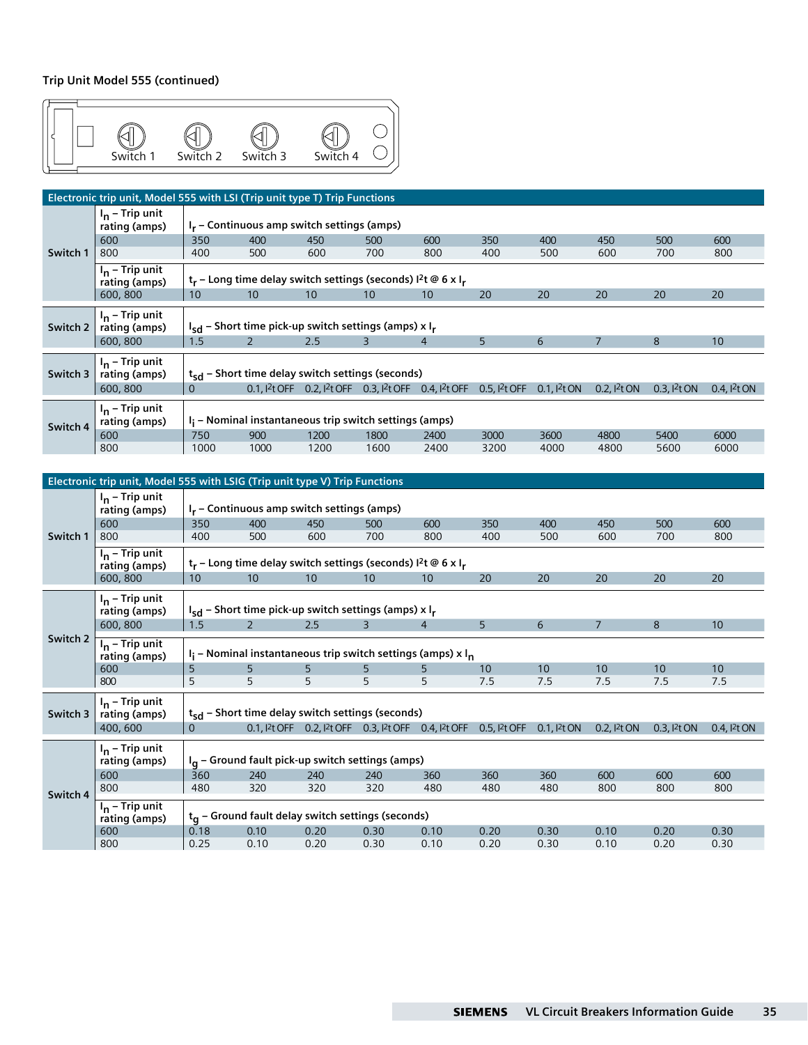### Trip Unit Model 555 (continued)

Switch 1 Switch 2 Switch 3 Switch 4

| Electronic trip unit, Model 555 with LSI (Trip unit type T) Trip Functions | | | | | | | | | | | |
|---|---|---|---|---|---|---|---|---|---|---|---|
| Switch 1 | $I_n$ – Trip unit rating (amps) | $I_r$ – Continuous amp switch settings (amps) | | | | | | | | | |
| | 600 | 350 | 400 | 450 | 500 | 600 | 350 | 400 | 450 | 500 | 600 |
| | 800 | 400 | 500 | 600 | 700 | 800 | 400 | 500 | 600 | 700 | 800 |
| | $I_n$ – Trip unit rating (amps) | $t_r$ – Long time delay switch settings (seconds) $I^2t$ @ 6 x $I_r$ | | | | | | | | | |
| | 600, 800 | 10 | 10 | 10 | 10 | 10 | 20 | 20 | 20 | 20 | 20 |
| Switch 2 | $I_n$ – Trip unit rating (amps) | $I_{sd}$ – Short time pick-up switch settings (amps) x $I_r$ | | | | | | | | | |
| | 600, 800 | 1.5 | 2 | 2.5 | 3 | 4 | 5 | 6 | 7 | 8 | 10 |
| Switch 3 | $I_n$ – Trip unit rating (amps) | $t_{sd}$ – Short time delay switch settings (seconds) | | | | | | | | | |
| | 600, 800 | 0 | 0.1, $I^2t$ OFF | 0.2, $I^2t$ OFF | 0.3, $I^2t$ OFF | 0.4, $I^2t$ OFF | 0.5, $I^2t$ OFF | 0.1, $I^2t$ ON | 0.2, $I^2t$ ON | 0.3, $I^2t$ ON | 0.4, $I^2t$ ON |
| Switch 4 | $I_n$ – Trip unit rating (amps) | $I_i$ – Nominal instantaneous trip switch settings (amps) | | | | | | | | | |
| | 600 | 750 | 900 | 1200 | 1800 | 2400 | 3000 | 3600 | 4800 | 5400 | 6000 |
| | 800 | 1000 | 1000 | 1200 | 1600 | 2400 | 3200 | 4000 | 4800 | 5600 | 6000 |

| Electronic trip unit, Model 555 with LSIG (Trip unit type V) Trip Functions | | | | | | | | | | | |
|---|---|---|---|---|---|---|---|---|---|---|---|
| Switch 1 | $I_n$ – Trip unit rating (amps) | $I_r$ – Continuous amp switch settings (amps) | | | | | | | | | |
| | 600 | 350 | 400 | 450 | 500 | 600 | 350 | 400 | 450 | 500 | 600 |
| | 800 | 400 | 500 | 600 | 700 | 800 | 400 | 500 | 600 | 700 | 800 |
| | $I_n$ – Trip unit rating (amps) | $t_r$ – Long time delay switch settings (seconds) $I^2t$ @ 6 x $I_r$ | | | | | | | | | |
| | 600, 800 | 10 | 10 | 10 | 10 | 10 | 20 | 20 | 20 | 20 | 20 |
| Switch 2 | $I_n$ – Trip unit rating (amps) | $I_{sd}$ – Short time pick-up switch settings (amps) x $I_r$ | | | | | | | | | |
| | 600, 800 | 1.5 | 2 | 2.5 | 3 | 4 | 5 | 6 | 7 | 8 | 10 |
| | $I_n$ – Trip unit rating (amps) | $I_i$ – Nominal instantaneous trip switch settings (amps) x $I_n$ | | | | | | | | | |
| | 600 | 5 | 5 | 5 | 5 | 5 | 10 | 10 | 10 | 10 | 10 |
| | 800 | 5 | 5 | 5 | 5 | 5 | 7.5 | 7.5 | 7.5 | 7.5 | 7.5 |
| Switch 3 | $I_n$ – Trip unit rating (amps) | $t_{sd}$ – Short time delay switch settings (seconds) | | | | | | | | | |
| | 400, 600 | 0 | 0.1, $I^2t$ OFF | 0.2, $I^2t$ OFF | 0.3, $I^2t$ OFF | 0.4, $I^2t$ OFF | 0.5, $I^2t$ OFF | 0.1, $I^2t$ ON | 0.2, $I^2t$ ON | 0.3, $I^2t$ ON | 0.4, $I^2t$ ON |
| Switch 4 | $I_n$ – Trip unit rating (amps) | $I_g$ – Ground fault pick-up switch settings (amps) | | | | | | | | | |
| | 600 | 360 | 240 | 240 | 240 | 360 | 360 | 360 | 600 | 600 | 600 |
| | 800 | 480 | 320 | 320 | 320 | 480 | 480 | 480 | 800 | 800 | 800 |
| | $I_n$ – Trip unit rating (amps) | $t_g$ – Ground fault delay switch settings (seconds) | | | | | | | | | |
| | 600 | 0.18 | 0.10 | 0.20 | 0.30 | 0.10 | 0.20 | 0.30 | 0.10 | 0.20 | 0.30 |
| | 800 | 0.25 | 0.10 | 0.20 | 0.30 | 0.10 | 0.20 | 0.30 | 0.10 | 0.20 | 0.30 |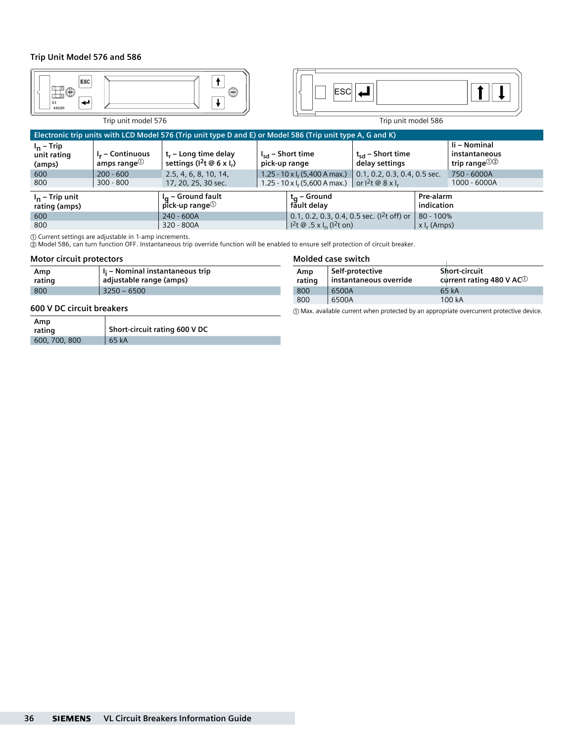### Trip Unit Model 576 and 586

Trip unit model 576

Trip unit model 586

| Electronic trip units with LCD Model 576 (Trip unit type D and E) or Model 586 (Trip unit type A, G and K) | | | | | |
|---|---|---|---|---|---|
| $I_n$ – Trip unit rating (amps) | $I_r$ – Continuous amps range① | $t_r$ – Long time delay settings ($I^2t$ @ 6 x $I_r$) | $I_{sd}$ – Short time pick-up range | $t_{sd}$ – Short time delay settings | Ii – Nominal instantaneous trip range①② |
| 600 | 200 - 600 | 2.5, 4, 6, 8, 10, 14, 17, 20, 25, 30 sec. | 1.25 - 10 x $I_r$ (5,400 A max.) | 0.1, 0.2, 0.3, 0.4, 0.5 sec. or $I^2t$ @ 8 x $I_r$ | 750 - 6000A |
| 800 | 300 - 800 | | 1.25 - 10 x $I_r$ (5,600 A max.) | | 1000 - 6000A |

| $I_n$ – Trip unit rating (amps) | $I_g$ – Ground fault pick-up range① | $t_g$ – Ground fault delay | Pre-alarm indication |
|---|---|---|---|
| 600 | 240 - 600A | 0.1, 0.2, 0.3, 0.4, 0.5 sec. ($I^2t$ off) or $I^2t$ @ .5 x $I_n$ ($I^2t$ on) | 80 - 100% x $I_r$ (Amps) |
| 800 | 320 - 800A | | |

① Current settings are adjustable in 1-amp increments.
② Model 586, can turn function OFF. Instantaneous trip override function will be enabled to ensure self protection of circuit breaker.

### Motor circuit protectors

| Amp rating | $I_i$ – Nominal instantaneous trip adjustable range (amps) |
|---|---|
| 800 | 3250 – 6500 |

### 600 V DC circuit breakers

| Amp rating | Short-circuit rating 600 V DC |
|---|---|
| 600, 700, 800 | 65 kA |

### Molded case switch

| Amp rating | Self-protective instantaneous override | Short-circuit current rating 480 V AC① |
|---|---|---|
| 800 | 6500A | 65 kA |
| 800 | 6500A | 100 kA |

① Max. available current when protected by an appropriate overcurrent protective device.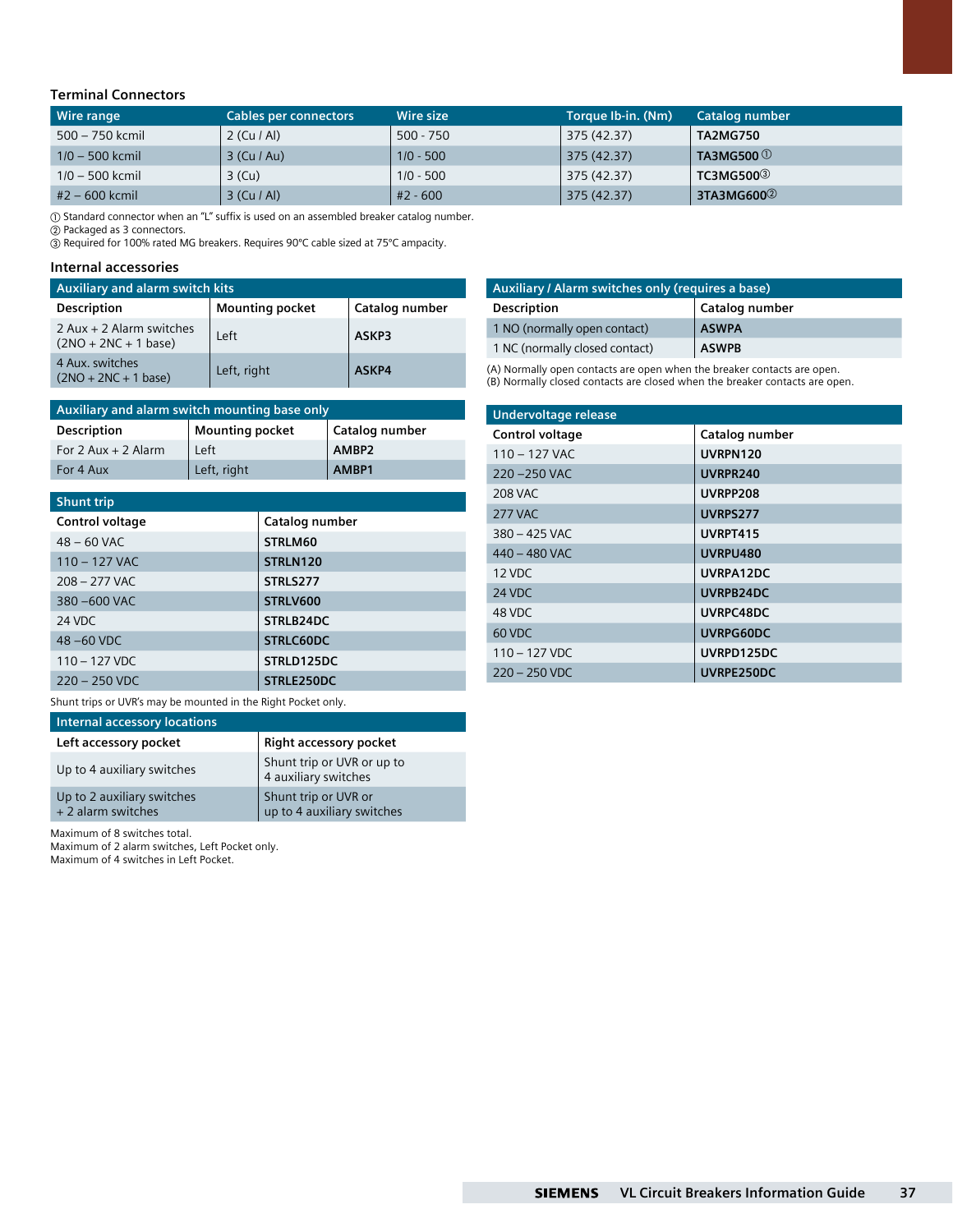## Terminal Connectors

| Wire range | Cables per connectors | Wire size | Torque lb-in. (Nm) | Catalog number |
|---|---|---|---|---|
| 500 – 750 kcmil | 2 (Cu / Al) | 500 - 750 | 375 (42.37) | **TA2MG750** |
| 1/0 – 500 kcmil | 3 (Cu / Au) | 1/0 - 500 | 375 (42.37) | **TA3MG500** ① |
| 1/0 – 500 kcmil | 3 (Cu) | 1/0 - 500 | 375 (42.37) | **TC3MG500**③ |
| #2 – 600 kcmil | 3 (Cu / Al) | #2 - 600 | 375 (42.37) | **3TA3MG600**② |

① Standard connector when an "L" suffix is used on an assembled breaker catalog number.
② Packaged as 3 connectors.
③ Required for 100% rated MG breakers. Requires 90°C cable sized at 75°C ampacity.

## Internal accessories

**Auxiliary and alarm switch kits**

| Description | Mounting pocket | Catalog number |
|---|---|---|
| 2 Aux + 2 Alarm switches (2NO + 2NC + 1 base) | Left | **ASKP3** |
| 4 Aux. switches (2NO + 2NC + 1 base) | Left, right | **ASKP4** |

**Auxiliary and alarm switch mounting base only**

| Description | Mounting pocket | Catalog number |
|---|---|---|
| For 2 Aux + 2 Alarm | Left | **AMBP2** |
| For 4 Aux | Left, right | **AMBP1** |

**Shunt trip**

| Control voltage | Catalog number |
|---|---|
| 48 – 60 VAC | **STRLM60** |
| 110 – 127 VAC | **STRLN120** |
| 208 – 277 VAC | **STRLS277** |
| 380 –600 VAC | **STRLV600** |
| 24 VDC | **STRLB24DC** |
| 48 –60 VDC | **STRLC60DC** |
| 110 – 127 VDC | **STRLD125DC** |
| 220 – 250 VDC | **STRLE250DC** |

Shunt trips or UVR's may be mounted in the Right Pocket only.

**Internal accessory locations**

| Left accessory pocket | Right accessory pocket |
|---|---|
| Up to 4 auxiliary switches | Shunt trip or UVR or up to 4 auxiliary switches |
| Up to 2 auxiliary switches + 2 alarm switches | Shunt trip or UVR or up to 4 auxiliary switches |

Maximum of 8 switches total.
Maximum of 2 alarm switches, Left Pocket only.
Maximum of 4 switches in Left Pocket.

**Auxiliary / Alarm switches only (requires a base)**

| Description | Catalog number |
|---|---|
| 1 NO (normally open contact) | **ASWPA** |
| 1 NC (normally closed contact) | **ASWPB** |

(A) Normally open contacts are open when the breaker contacts are open.
(B) Normally closed contacts are closed when the breaker contacts are open.

**Undervoltage release**

| Control voltage | Catalog number |
|---|---|
| 110 – 127 VAC | **UVRPN120** |
| 220 –250 VAC | **UVRPR240** |
| 208 VAC | **UVRPP208** |
| 277 VAC | **UVRPS277** |
| 380 – 425 VAC | **UVRPT415** |
| 440 – 480 VAC | **UVRPU480** |
| 12 VDC | **UVRPA12DC** |
| 24 VDC | **UVRPB24DC** |
| 48 VDC | **UVRPC48DC** |
| 60 VDC | **UVRPG60DC** |
| 110 – 127 VDC | **UVRPD125DC** |
| 220 – 250 VDC | **UVRPE250DC** |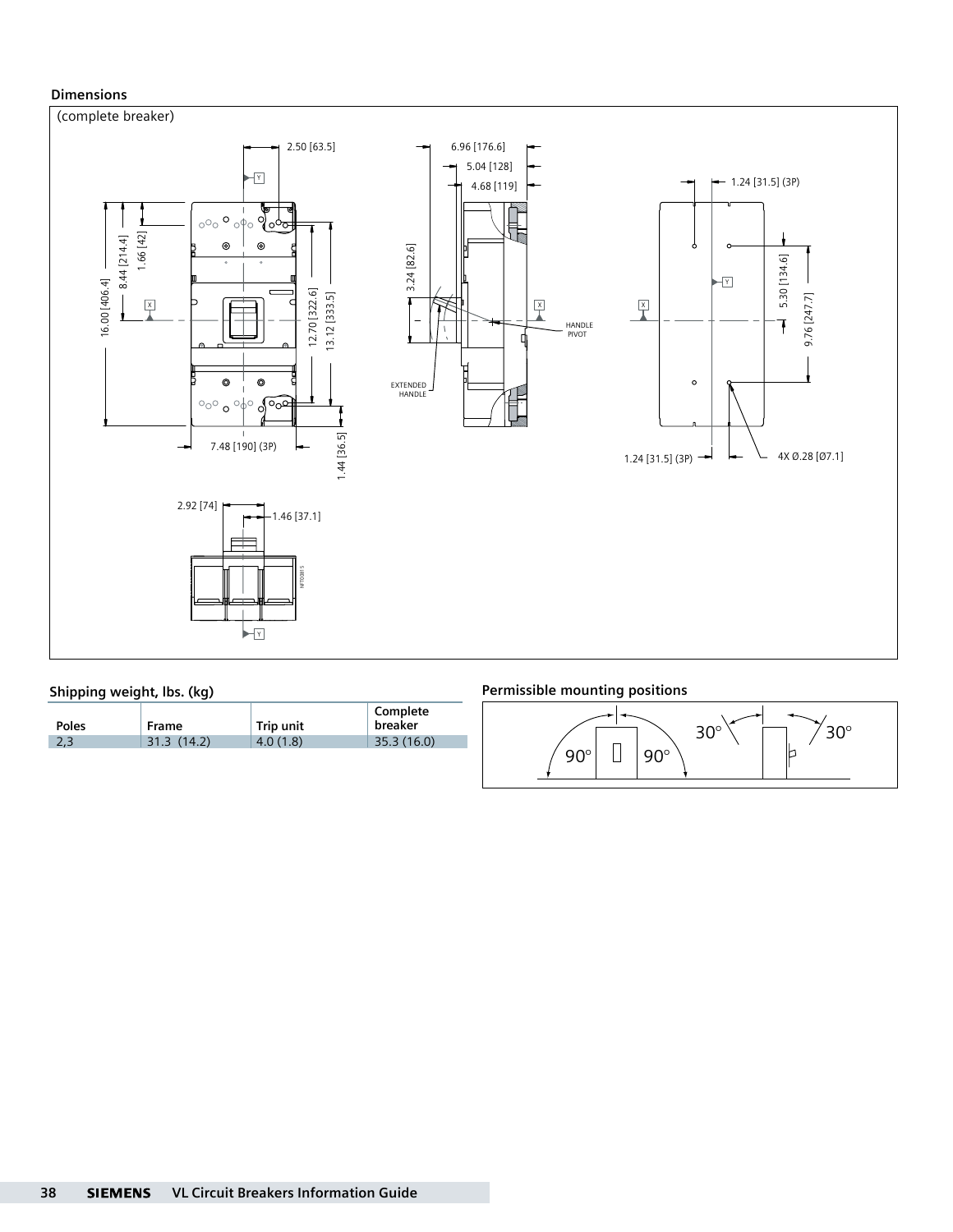## Dimensions

(complete breaker)

2.50 [63.5]

16.00 [406.4]

8.44 [214.4]

1.66 [42]

12.70 [322.6]

13.12 [333.5]

7.48 [190] (3P)

1.44 [36.5]

6.96 [176.6]

5.04 [128]

4.68 [119]

3.24 [82.6]

EXTENDED HANDLE

HANDLE PIVOT

1.24 [31.5] (3P)

5.30 [134.6]

9.76 [247.7]

1.24 [31.5] (3P)

4X Ø.28 [Ø7.1]

2.92 [74]

1.46 [37.1]

X

Y

### Shipping weight, lbs. (kg)

| Poles | Frame | Trip unit | Complete breaker |
|---|---|---|---|
| 2,3 | 31.3 (14.2) | 4.0 (1.8) | 35.3 (16.0) |

### Permissible mounting positions

90° 90° 30° 30°